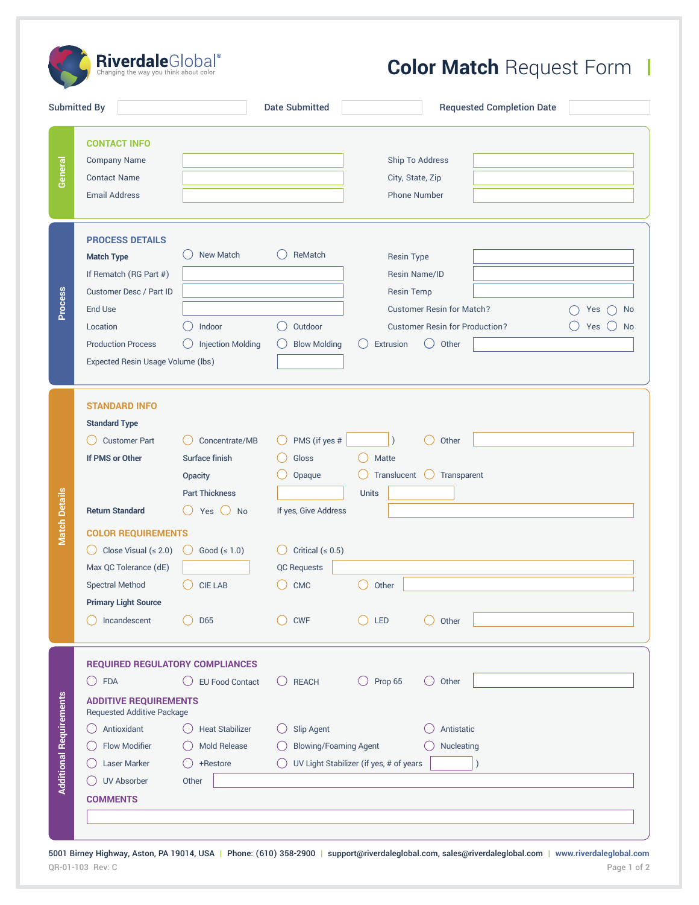RiverdaleGlobal®
Changing the way you think about color

# Color Match Request Form

Submitted By ______ Date Submitted ______ Requested Completion Date ______

## General

### CONTACT INFO

Company Name ______ Ship To Address ______

Contact Name ______ City, State, Zip ______

Email Address ______ Phone Number ______

## Process

### PROCESS DETAILS

**Match Type** ○ New Match ○ ReMatch

Resin Type ______

If Rematch (RG Part #) ______

Resin Name/ID ______

Customer Desc / Part ID ______

Resin Temp ______

End Use ______

Customer Resin for Match? ○ Yes ○ No

Location ○ Indoor ○ Outdoor

Customer Resin for Production? ○ Yes ○ No

Production Process ○ Injection Molding ○ Blow Molding ○ Extrusion ○ Other ______

Expected Resin Usage Volume (lbs) ______

## Match Details

### STANDARD INFO

**Standard Type**

○ Customer Part ○ Concentrate/MB ○ PMS (if yes # ______ ) ○ Other ______

**If PMS or Other**

Surface finish ○ Gloss ○ Matte

Opacity ○ Opaque ○ Translucent ○ Transparent

Part Thickness ______ Units ______

**Return Standard** ○ Yes ○ No If yes, Give Address ______

### COLOR REQUIREMENTS

○ Close Visual (≤ 2.0) ○ Good (≤ 1.0) ○ Critical (≤ 0.5)

Max QC Tolerance (dE) ______ QC Requests ______

Spectral Method ○ CIE LAB ○ CMC ○ Other ______

**Primary Light Source**

○ Incandescent ○ D65 ○ CWF ○ LED ○ Other ______

## Additional Requirements

### REQUIRED REGULATORY COMPLIANCES

○ FDA ○ EU Food Contact ○ REACH ○ Prop 65 ○ Other ______

### ADDITIVE REQUIREMENTS

Requested Additive Package

○ Antioxidant ○ Heat Stabilizer ○ Slip Agent ○ Antistatic

○ Flow Modifier ○ Mold Release ○ Blowing/Foaming Agent ○ Nucleating

○ Laser Marker ○ +Restore ○ UV Light Stabilizer (if yes, # of years ______ )

○ UV Absorber Other ______

### COMMENTS

______

5001 Birney Highway, Aston, PA 19014, USA | Phone: (610) 358-2900 | support@riverdaleglobal.com, sales@riverdaleglobal.com | www.riverdaleglobal.com

QR-01-103 Rev: C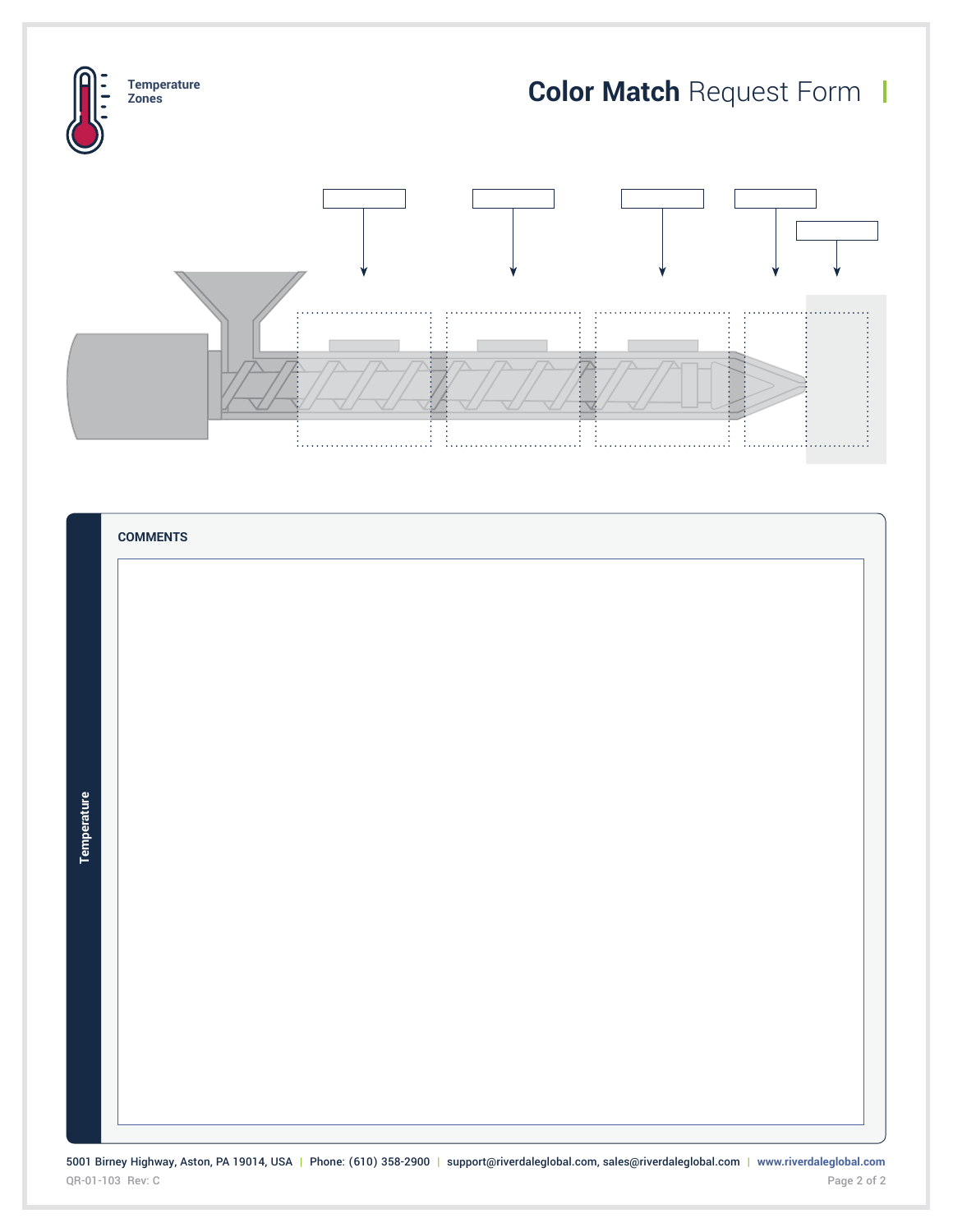# Color Match Request Form

**Temperature Zones**

## Temperature

**COMMENTS**

5001 Birney Highway, Aston, PA 19014, USA | Phone: (610) 358-2900 | support@riverdaleglobal.com, sales@riverdaleglobal.com | www.riverdaleglobal.com

QR-01-103 Rev: C